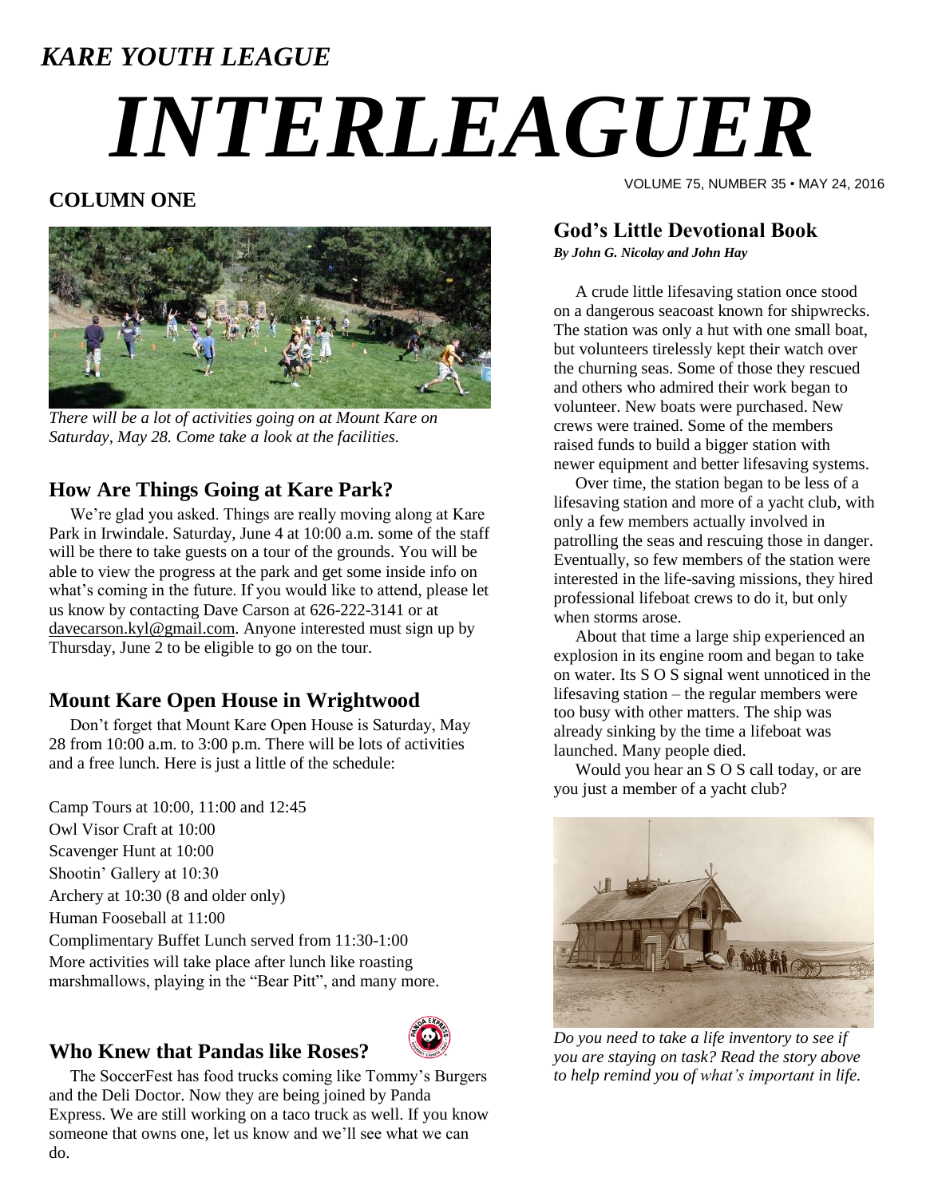*KARE YOUTH LEAGUE*

# *INTERLEAGUER*

VOLUME 75, NUMBER 35 • MAY 24, 2016

## COLUMN ONE

*There will be a lot of activities going on at Mount Kare on Saturday, May 28. Come take a look at the facilities.*

### How Are Things Going at Kare Park?

We're glad you asked. Things are really moving along at Kare Park in Irwindale. Saturday, June 4 at 10:00 a.m. some of the staff will be there to take guests on a tour of the grounds. You will be able to view the progress at the park and get some inside info on what's coming in the future. If you would like to attend, please let us know by contacting Dave Carson at 626-222-3141 or at davecarson.kyl@gmail.com. Anyone interested must sign up by Thursday, June 2 to be eligible to go on the tour.

### Mount Kare Open House in Wrightwood

Don't forget that Mount Kare Open House is Saturday, May 28 from 10:00 a.m. to 3:00 p.m. There will be lots of activities and a free lunch. Here is just a little of the schedule:

Camp Tours at 10:00, 11:00 and 12:45
Owl Visor Craft at 10:00
Scavenger Hunt at 10:00
Shootin' Gallery at 10:30
Archery at 10:30 (8 and older only)
Human Fooseball at 11:00
Complimentary Buffet Lunch served from 11:30-1:00
More activities will take place after lunch like roasting marshmallows, playing in the "Bear Pitt", and many more.

### Who Knew that Pandas like Roses?

The SoccerFest has food trucks coming like Tommy's Burgers and the Deli Doctor. Now they are being joined by Panda Express. We are still working on a taco truck as well. If you know someone that owns one, let us know and we'll see what we can do.

### God's Little Devotional Book

***By John G. Nicolay and John Hay***

A crude little lifesaving station once stood on a dangerous seacoast known for shipwrecks. The station was only a hut with one small boat, but volunteers tirelessly kept their watch over the churning seas. Some of those they rescued and others who admired their work began to volunteer. New boats were purchased. New crews were trained. Some of the members raised funds to build a bigger station with newer equipment and better lifesaving systems.

Over time, the station began to be less of a lifesaving station and more of a yacht club, with only a few members actually involved in patrolling the seas and rescuing those in danger. Eventually, so few members of the station were interested in the life-saving missions, they hired professional lifeboat crews to do it, but only when storms arose.

About that time a large ship experienced an explosion in its engine room and began to take on water. Its S O S signal went unnoticed in the lifesaving station – the regular members were too busy with other matters. The ship was already sinking by the time a lifeboat was launched. Many people died.

Would you hear an S O S call today, or are you just a member of a yacht club?

*Do you need to take a life inventory to see if you are staying on task? Read the story above to help remind you of what's important in life.*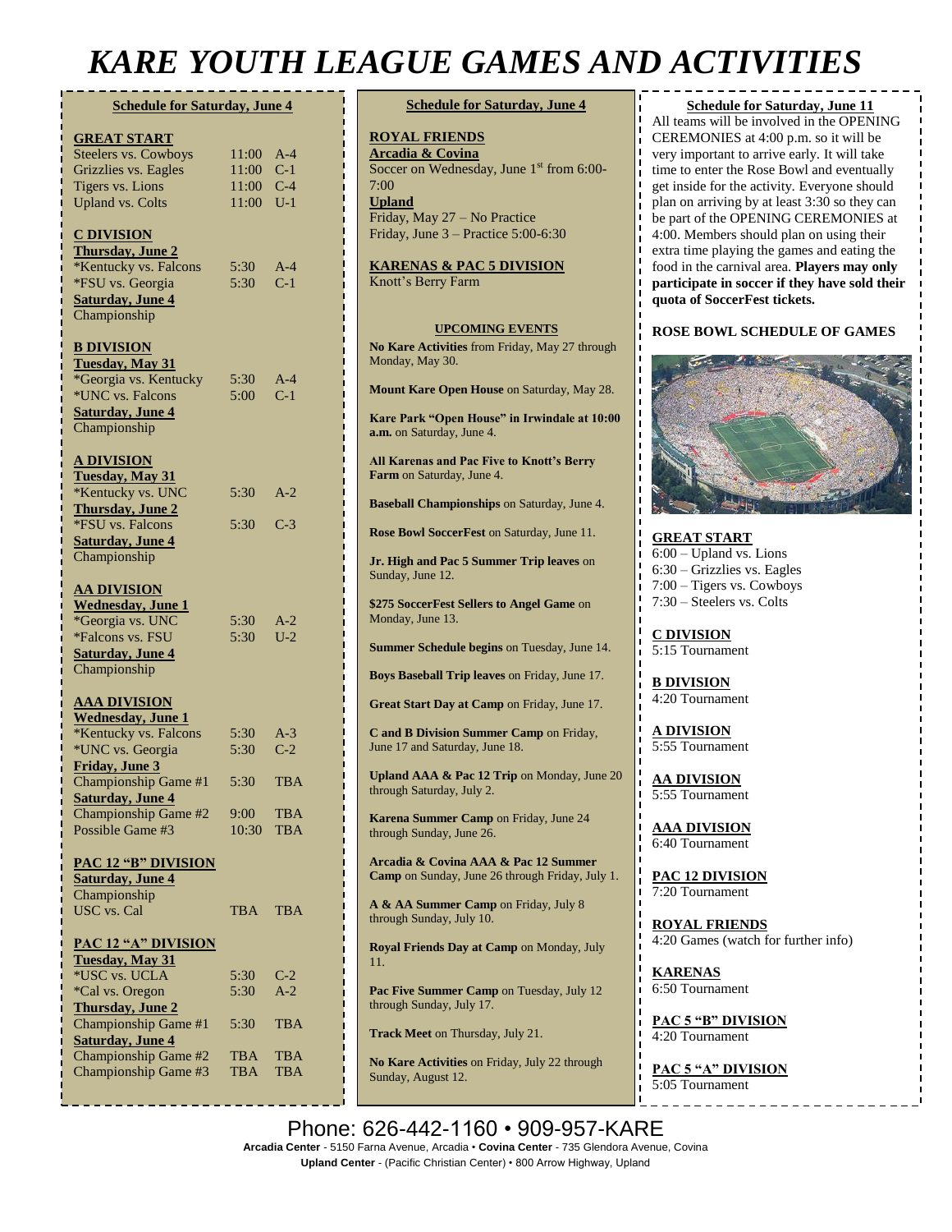# KARE YOUTH LEAGUE GAMES AND ACTIVITIES

**Schedule for Saturday, June 4**

**GREAT START**

| | | |
|---|---|---|
| Steelers vs. Cowboys | 11:00 | A-4 |
| Grizzlies vs. Eagles | 11:00 | C-1 |
| Tigers vs. Lions | 11:00 | C-4 |
| Upland vs. Colts | 11:00 | U-1 |

**C DIVISION**

**Thursday, June 2**

| | | |
|---|---|---|
| *Kentucky vs. Falcons | 5:30 | A-4 |
| *FSU vs. Georgia | 5:30 | C-1 |

**Saturday, June 4**

Championship

**B DIVISION**

**Tuesday, May 31**

| | | |
|---|---|---|
| *Georgia vs. Kentucky | 5:30 | A-4 |
| *UNC vs. Falcons | 5:00 | C-1 |

**Saturday, June 4**

Championship

**A DIVISION**

**Tuesday, May 31**

| | | |
|---|---|---|
| *Kentucky vs. UNC | 5:30 | A-2 |

**Thursday, June 2**

| | | |
|---|---|---|
| *FSU vs. Falcons | 5:30 | C-3 |

**Saturday, June 4**

Championship

**AA DIVISION**

**Wednesday, June 1**

| | | |
|---|---|---|
| *Georgia vs. UNC | 5:30 | A-2 |
| *Falcons vs. FSU | 5:30 | U-2 |

**Saturday, June 4**

Championship

**AAA DIVISION**

**Wednesday, June 1**

| | | |
|---|---|---|
| *Kentucky vs. Falcons | 5:30 | A-3 |
| *UNC vs. Georgia | 5:30 | C-2 |

**Friday, June 3**

| | | |
|---|---|---|
| Championship Game #1 | 5:30 | TBA |

**Saturday, June 4**

| | | |
|---|---|---|
| Championship Game #2 | 9:00 | TBA |
| Possible Game #3 | 10:30 | TBA |

**PAC 12 "B" DIVISION**

**Saturday, June 4**

Championship

| | | |
|---|---|---|
| USC vs. Cal | TBA | TBA |

**PAC 12 "A" DIVISION**

**Tuesday, May 31**

| | | |
|---|---|---|
| *USC vs. UCLA | 5:30 | C-2 |
| *Cal vs. Oregon | 5:30 | A-2 |

**Thursday, June 2**

| | | |
|---|---|---|
| Championship Game #1 | 5:30 | TBA |

**Saturday, June 4**

| | | |
|---|---|---|
| Championship Game #2 | TBA | TBA |
| Championship Game #3 | TBA | TBA |

**Schedule for Saturday, June 4**

**ROYAL FRIENDS**

**Arcadia & Covina**

Soccer on Wednesday, June 1st from 6:00-7:00

**Upland**

Friday, May 27 – No Practice

Friday, June 3 – Practice 5:00-6:30

**KARENAS & PAC 5 DIVISION**

Knott's Berry Farm

**UPCOMING EVENTS**

**No Kare Activities** from Friday, May 27 through Monday, May 30.

**Mount Kare Open House** on Saturday, May 28.

**Kare Park "Open House" in Irwindale at 10:00 a.m.** on Saturday, June 4.

**All Karenas and Pac Five to Knott's Berry Farm** on Saturday, June 4.

**Baseball Championships** on Saturday, June 4.

**Rose Bowl SoccerFest** on Saturday, June 11.

**Jr. High and Pac 5 Summer Trip leaves** on Sunday, June 12.

**$275 SoccerFest Sellers to Angel Game** on Monday, June 13.

**Summer Schedule begins** on Tuesday, June 14.

**Boys Baseball Trip leaves** on Friday, June 17.

**Great Start Day at Camp** on Friday, June 17.

**C and B Division Summer Camp** on Friday, June 17 and Saturday, June 18.

**Upland AAA & Pac 12 Trip** on Monday, June 20 through Saturday, July 2.

**Karena Summer Camp** on Friday, June 24 through Sunday, June 26.

**Arcadia & Covina AAA & Pac 12 Summer Camp** on Sunday, June 26 through Friday, July 1.

**A & AA Summer Camp** on Friday, July 8 through Sunday, July 10.

**Royal Friends Day at Camp** on Monday, July 11.

**Pac Five Summer Camp** on Tuesday, July 12 through Sunday, July 17.

**Track Meet** on Thursday, July 21.

**No Kare Activities** on Friday, July 22 through Sunday, August 12.

**Schedule for Saturday, June 11**

All teams will be involved in the OPENING CEREMONIES at 4:00 p.m. so it will be very important to arrive early. It will take time to enter the Rose Bowl and eventually get inside for the activity. Everyone should plan on arriving by at least 3:30 so they can be part of the OPENING CEREMONIES at 4:00. Members should plan on using their extra time playing the games and eating the food in the carnival area. **Players may only participate in soccer if they have sold their quota of SoccerFest tickets.**

**ROSE BOWL SCHEDULE OF GAMES**

**GREAT START**

6:00 – Upland vs. Lions
6:30 – Grizzlies vs. Eagles
7:00 – Tigers vs. Cowboys
7:30 – Steelers vs. Colts

**C DIVISION**

5:15 Tournament

**B DIVISION**

4:20 Tournament

**A DIVISION**

5:55 Tournament

**AA DIVISION**

5:55 Tournament

**AAA DIVISION**

6:40 Tournament

**PAC 12 DIVISION**

7:20 Tournament

**ROYAL FRIENDS**

4:20 Games (watch for further info)

**KARENAS**

6:50 Tournament

**PAC 5 "B" DIVISION**

4:20 Tournament

**PAC 5 "A" DIVISION**

5:05 Tournament

Phone: 626-442-1160 • 909-957-KARE

**Arcadia Center** - 5150 Farna Avenue, Arcadia • **Covina Center** - 735 Glendora Avenue, Covina

**Upland Center** - (Pacific Christian Center) • 800 Arrow Highway, Upland